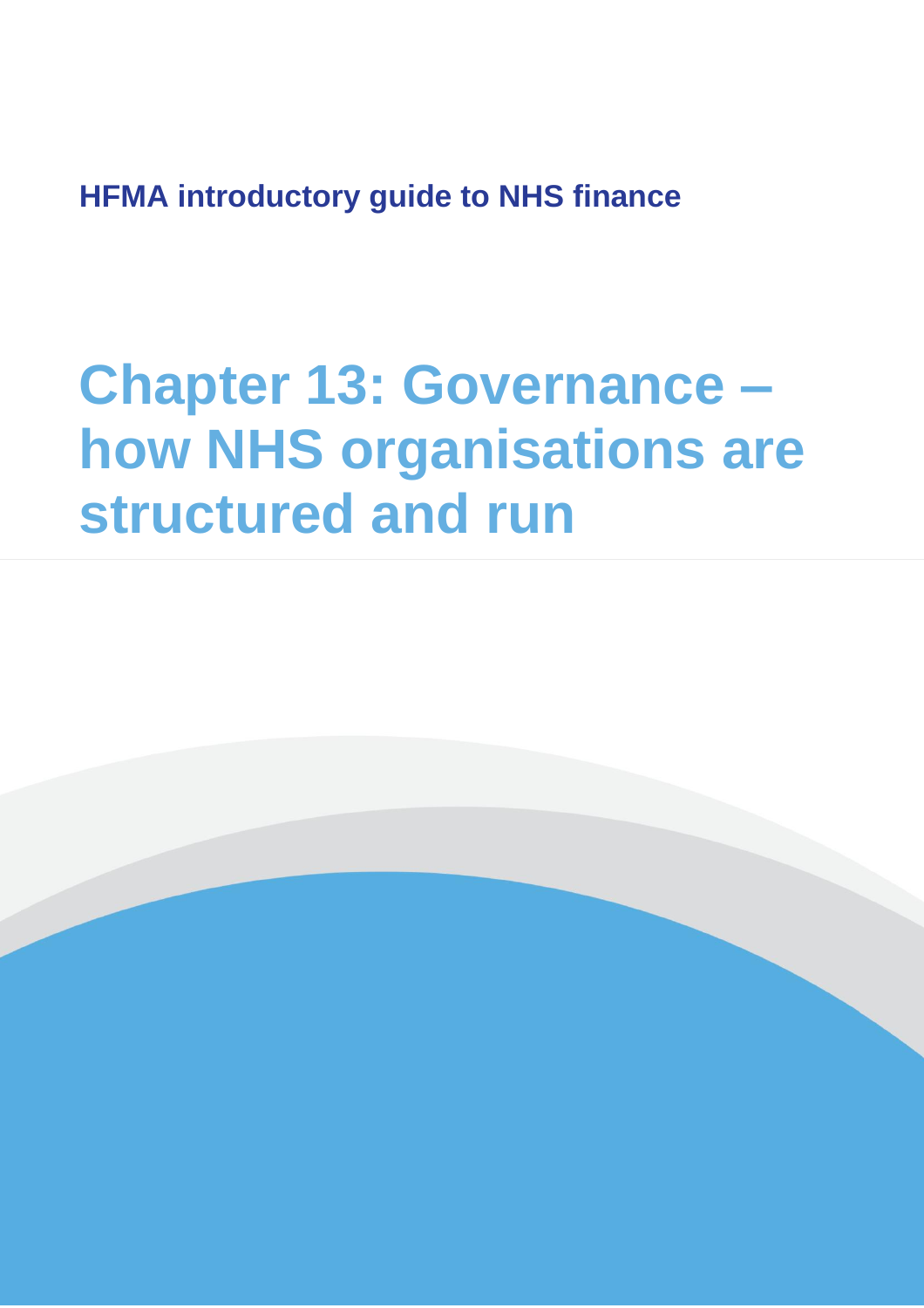**HFMA introductory guide to NHS finance**

# Chapter 13: Governance – how NHS organisations are structured and run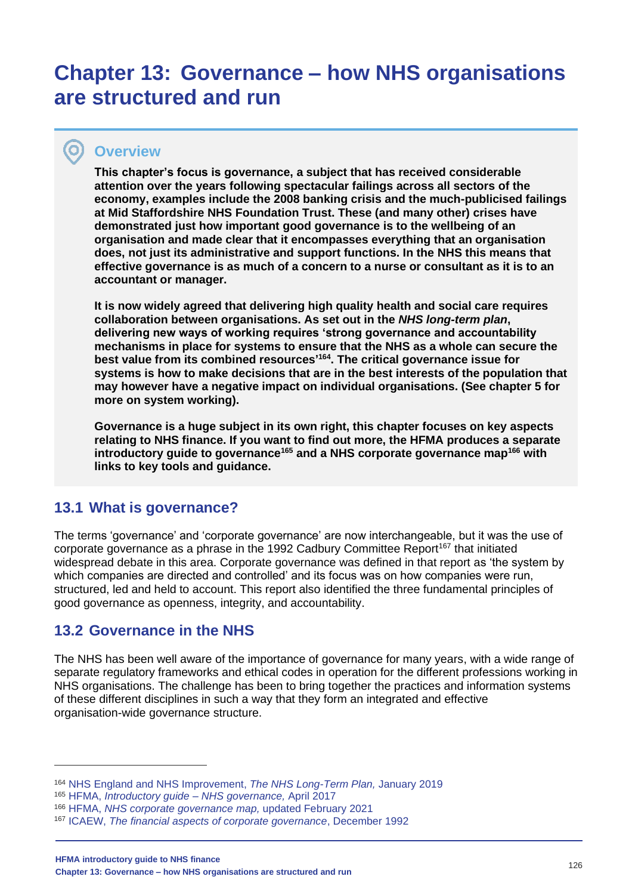# Chapter 13: Governance – how NHS organisations are structured and run

## Overview

**This chapter's focus is governance, a subject that has received considerable attention over the years following spectacular failings across all sectors of the economy, examples include the 2008 banking crisis and the much-publicised failings at Mid Staffordshire NHS Foundation Trust. These (and many other) crises have demonstrated just how important good governance is to the wellbeing of an organisation and made clear that it encompasses everything that an organisation does, not just its administrative and support functions. In the NHS this means that effective governance is as much of a concern to a nurse or consultant as it is to an accountant or manager.**

**It is now widely agreed that delivering high quality health and social care requires collaboration between organisations. As set out in the *NHS long-term plan*, delivering new ways of working requires 'strong governance and accountability mechanisms in place for systems to ensure that the NHS as a whole can secure the best value from its combined resources'[164]. The critical governance issue for systems is how to make decisions that are in the best interests of the population that may however have a negative impact on individual organisations. (See chapter 5 for more on system working).**

**Governance is a huge subject in its own right, this chapter focuses on key aspects relating to NHS finance. If you want to find out more, the HFMA produces a separate introductory guide to governance[165] and a NHS corporate governance map[166] with links to key tools and guidance.**

## 13.1 What is governance?

The terms 'governance' and 'corporate governance' are now interchangeable, but it was the use of corporate governance as a phrase in the 1992 Cadbury Committee Report[167] that initiated widespread debate in this area. Corporate governance was defined in that report as 'the system by which companies are directed and controlled' and its focus was on how companies were run, structured, led and held to account. This report also identified the three fundamental principles of good governance as openness, integrity, and accountability.

## 13.2 Governance in the NHS

The NHS has been well aware of the importance of governance for many years, with a wide range of separate regulatory frameworks and ethical codes in operation for the different professions working in NHS organisations. The challenge has been to bring together the practices and information systems of these different disciplines in such a way that they form an integrated and effective organisation-wide governance structure.

---

[164] NHS England and NHS Improvement, *The NHS Long-Term Plan,* January 2019

[165] HFMA, *Introductory guide – NHS governance,* April 2017

[166] HFMA, *NHS corporate governance map,* updated February 2021

[167] ICAEW, *The financial aspects of corporate governance*, December 1992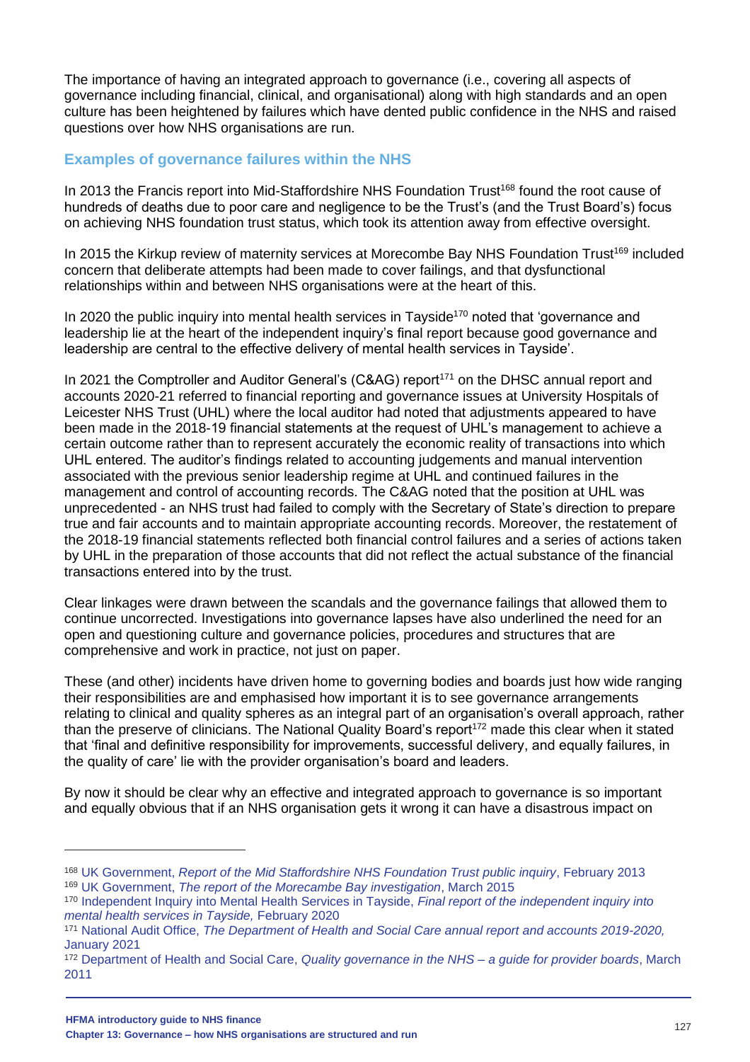The importance of having an integrated approach to governance (i.e., covering all aspects of governance including financial, clinical, and organisational) along with high standards and an open culture has been heightened by failures which have dented public confidence in the NHS and raised questions over how NHS organisations are run.

### Examples of governance failures within the NHS

In 2013 the Francis report into Mid-Staffordshire NHS Foundation Trust[168] found the root cause of hundreds of deaths due to poor care and negligence to be the Trust's (and the Trust Board's) focus on achieving NHS foundation trust status, which took its attention away from effective oversight.

In 2015 the Kirkup review of maternity services at Morecambe Bay NHS Foundation Trust[169] included concern that deliberate attempts had been made to cover failings, and that dysfunctional relationships within and between NHS organisations were at the heart of this.

In 2020 the public inquiry into mental health services in Tayside[170] noted that 'governance and leadership lie at the heart of the independent inquiry's final report because good governance and leadership are central to the effective delivery of mental health services in Tayside'.

In 2021 the Comptroller and Auditor General's (C&AG) report[171] on the DHSC annual report and accounts 2020-21 referred to financial reporting and governance issues at University Hospitals of Leicester NHS Trust (UHL) where the local auditor had noted that adjustments appeared to have been made in the 2018-19 financial statements at the request of UHL's management to achieve a certain outcome rather than to represent accurately the economic reality of transactions into which UHL entered. The auditor's findings related to accounting judgements and manual intervention associated with the previous senior leadership regime at UHL and continued failures in the management and control of accounting records. The C&AG noted that the position at UHL was unprecedented - an NHS trust had failed to comply with the Secretary of State's direction to prepare true and fair accounts and to maintain appropriate accounting records. Moreover, the restatement of the 2018-19 financial statements reflected both financial control failures and a series of actions taken by UHL in the preparation of those accounts that did not reflect the actual substance of the financial transactions entered into by the trust.

Clear linkages were drawn between the scandals and the governance failings that allowed them to continue uncorrected. Investigations into governance lapses have also underlined the need for an open and questioning culture and governance policies, procedures and structures that are comprehensive and work in practice, not just on paper.

These (and other) incidents have driven home to governing bodies and boards just how wide ranging their responsibilities are and emphasised how important it is to see governance arrangements relating to clinical and quality spheres as an integral part of an organisation's overall approach, rather than the preserve of clinicians. The National Quality Board's report[172] made this clear when it stated that 'final and definitive responsibility for improvements, successful delivery, and equally failures, in the quality of care' lie with the provider organisation's board and leaders.

By now it should be clear why an effective and integrated approach to governance is so important and equally obvious that if an NHS organisation gets it wrong it can have a disastrous impact on

---

[168] UK Government, *Report of the Mid Staffordshire NHS Foundation Trust public inquiry*, February 2013

[169] UK Government, *The report of the Morecambe Bay investigation*, March 2015

[170] Independent Inquiry into Mental Health Services in Tayside, *Final report of the independent inquiry into mental health services in Tayside,* February 2020

[171] National Audit Office, *The Department of Health and Social Care annual report and accounts 2019-2020,* January 2021

[172] Department of Health and Social Care, *Quality governance in the NHS – a guide for provider boards*, March 2011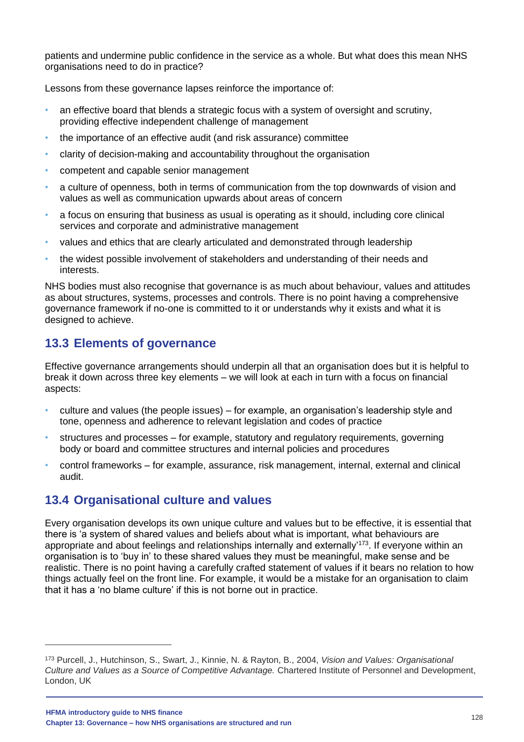patients and undermine public confidence in the service as a whole. But what does this mean NHS organisations need to do in practice?

Lessons from these governance lapses reinforce the importance of:

- an effective board that blends a strategic focus with a system of oversight and scrutiny, providing effective independent challenge of management
- the importance of an effective audit (and risk assurance) committee
- clarity of decision-making and accountability throughout the organisation
- competent and capable senior management
- a culture of openness, both in terms of communication from the top downwards of vision and values as well as communication upwards about areas of concern
- a focus on ensuring that business as usual is operating as it should, including core clinical services and corporate and administrative management
- values and ethics that are clearly articulated and demonstrated through leadership
- the widest possible involvement of stakeholders and understanding of their needs and interests.

NHS bodies must also recognise that governance is as much about behaviour, values and attitudes as about structures, systems, processes and controls. There is no point having a comprehensive governance framework if no-one is committed to it or understands why it exists and what it is designed to achieve.

## 13.3 Elements of governance

Effective governance arrangements should underpin all that an organisation does but it is helpful to break it down across three key elements – we will look at each in turn with a focus on financial aspects:

- culture and values (the people issues) – for example, an organisation's leadership style and tone, openness and adherence to relevant legislation and codes of practice
- structures and processes – for example, statutory and regulatory requirements, governing body or board and committee structures and internal policies and procedures
- control frameworks – for example, assurance, risk management, internal, external and clinical audit.

## 13.4 Organisational culture and values

Every organisation develops its own unique culture and values but to be effective, it is essential that there is 'a system of shared values and beliefs about what is important, what behaviours are appropriate and about feelings and relationships internally and externally'[173]. If everyone within an organisation is to 'buy in' to these shared values they must be meaningful, make sense and be realistic. There is no point having a carefully crafted statement of values if it bears no relation to how things actually feel on the front line. For example, it would be a mistake for an organisation to claim that it has a 'no blame culture' if this is not borne out in practice.

[173] Purcell, J., Hutchinson, S., Swart, J., Kinnie, N. & Rayton, B., 2004, *Vision and Values: Organisational Culture and Values as a Source of Competitive Advantage.* Chartered Institute of Personnel and Development, London, UK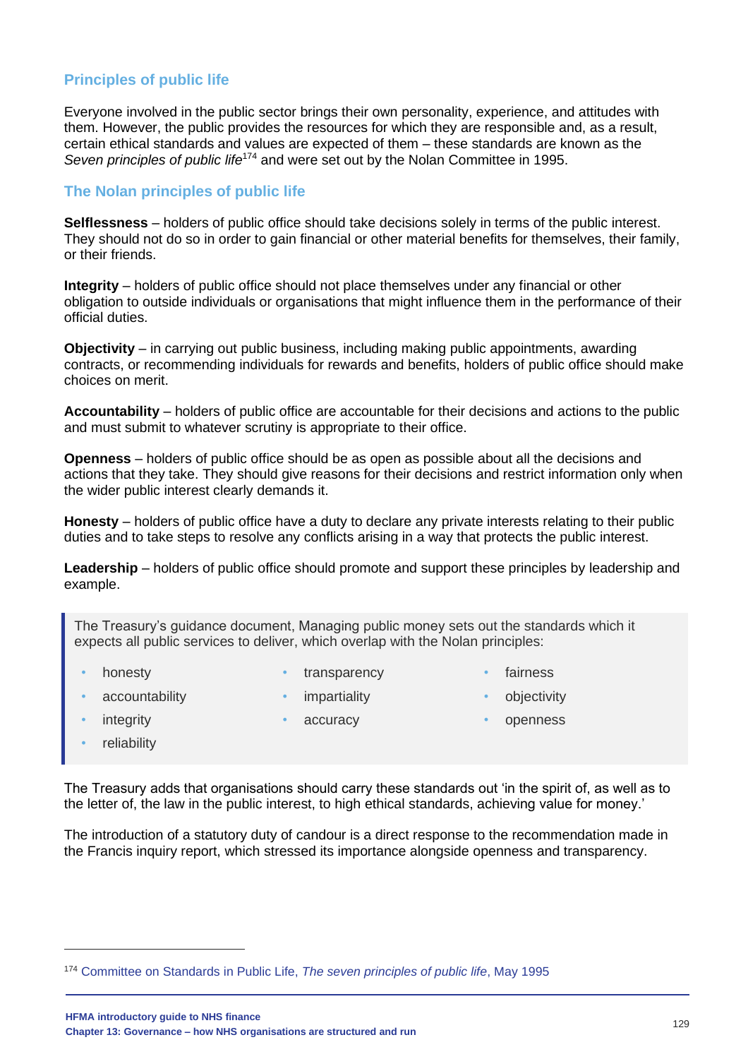## Principles of public life

Everyone involved in the public sector brings their own personality, experience, and attitudes with them. However, the public provides the resources for which they are responsible and, as a result, certain ethical standards and values are expected of them – these standards are known as the *Seven principles of public life*[174] and were set out by the Nolan Committee in 1995.

## The Nolan principles of public life

**Selflessness** – holders of public office should take decisions solely in terms of the public interest. They should not do so in order to gain financial or other material benefits for themselves, their family, or their friends.

**Integrity** – holders of public office should not place themselves under any financial or other obligation to outside individuals or organisations that might influence them in the performance of their official duties.

**Objectivity** – in carrying out public business, including making public appointments, awarding contracts, or recommending individuals for rewards and benefits, holders of public office should make choices on merit.

**Accountability** – holders of public office are accountable for their decisions and actions to the public and must submit to whatever scrutiny is appropriate to their office.

**Openness** – holders of public office should be as open as possible about all the decisions and actions that they take. They should give reasons for their decisions and restrict information only when the wider public interest clearly demands it.

**Honesty** – holders of public office have a duty to declare any private interests relating to their public duties and to take steps to resolve any conflicts arising in a way that protects the public interest.

**Leadership** – holders of public office should promote and support these principles by leadership and example.

> The Treasury's guidance document, Managing public money sets out the standards which it expects all public services to deliver, which overlap with the Nolan principles:
>
> - honesty
> - accountability
> - integrity
> - reliability
> - transparency
> - impartiality
> - accuracy
> - fairness
> - objectivity
> - openness

The Treasury adds that organisations should carry these standards out 'in the spirit of, as well as to the letter of, the law in the public interest, to high ethical standards, achieving value for money.'

The introduction of a statutory duty of candour is a direct response to the recommendation made in the Francis inquiry report, which stressed its importance alongside openness and transparency.

[174] Committee on Standards in Public Life, *The seven principles of public life*, May 1995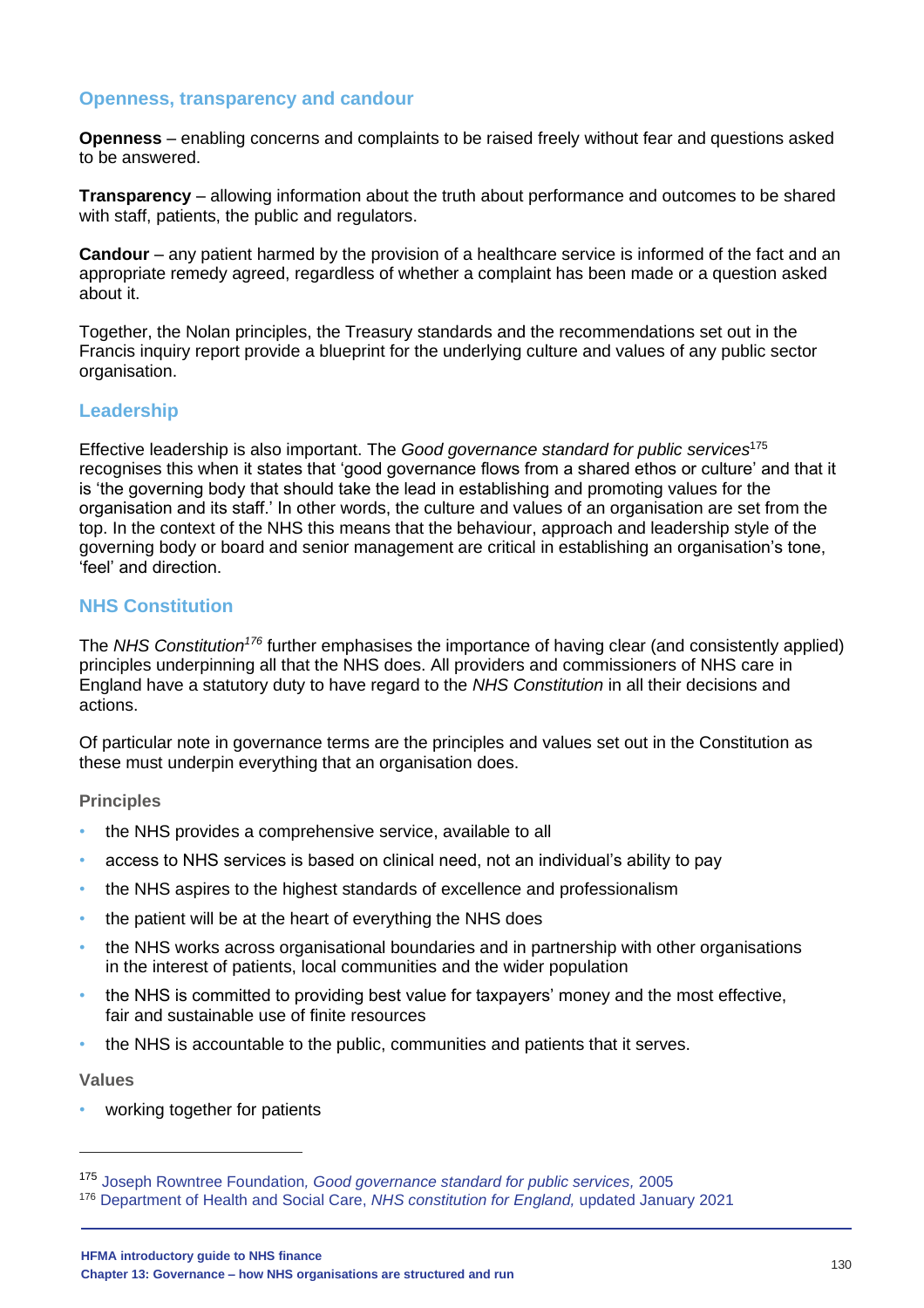### Openness, transparency and candour

**Openness** – enabling concerns and complaints to be raised freely without fear and questions asked to be answered.

**Transparency** – allowing information about the truth about performance and outcomes to be shared with staff, patients, the public and regulators.

**Candour** – any patient harmed by the provision of a healthcare service is informed of the fact and an appropriate remedy agreed, regardless of whether a complaint has been made or a question asked about it.

Together, the Nolan principles, the Treasury standards and the recommendations set out in the Francis inquiry report provide a blueprint for the underlying culture and values of any public sector organisation.

### Leadership

Effective leadership is also important. The *Good governance standard for public services*[175] recognises this when it states that 'good governance flows from a shared ethos or culture' and that it is 'the governing body that should take the lead in establishing and promoting values for the organisation and its staff.' In other words, the culture and values of an organisation are set from the top. In the context of the NHS this means that the behaviour, approach and leadership style of the governing body or board and senior management are critical in establishing an organisation's tone, 'feel' and direction.

### NHS Constitution

The *NHS Constitution*[176] further emphasises the importance of having clear (and consistently applied) principles underpinning all that the NHS does. All providers and commissioners of NHS care in England have a statutory duty to have regard to the *NHS Constitution* in all their decisions and actions.

Of particular note in governance terms are the principles and values set out in the Constitution as these must underpin everything that an organisation does.

#### Principles

- the NHS provides a comprehensive service, available to all
- access to NHS services is based on clinical need, not an individual's ability to pay
- the NHS aspires to the highest standards of excellence and professionalism
- the patient will be at the heart of everything the NHS does
- the NHS works across organisational boundaries and in partnership with other organisations in the interest of patients, local communities and the wider population
- the NHS is committed to providing best value for taxpayers' money and the most effective, fair and sustainable use of finite resources
- the NHS is accountable to the public, communities and patients that it serves.

#### Values

- working together for patients

---

[175] Joseph Rowntree Foundation, *Good governance standard for public services,* 2005

[176] Department of Health and Social Care, *NHS constitution for England,* updated January 2021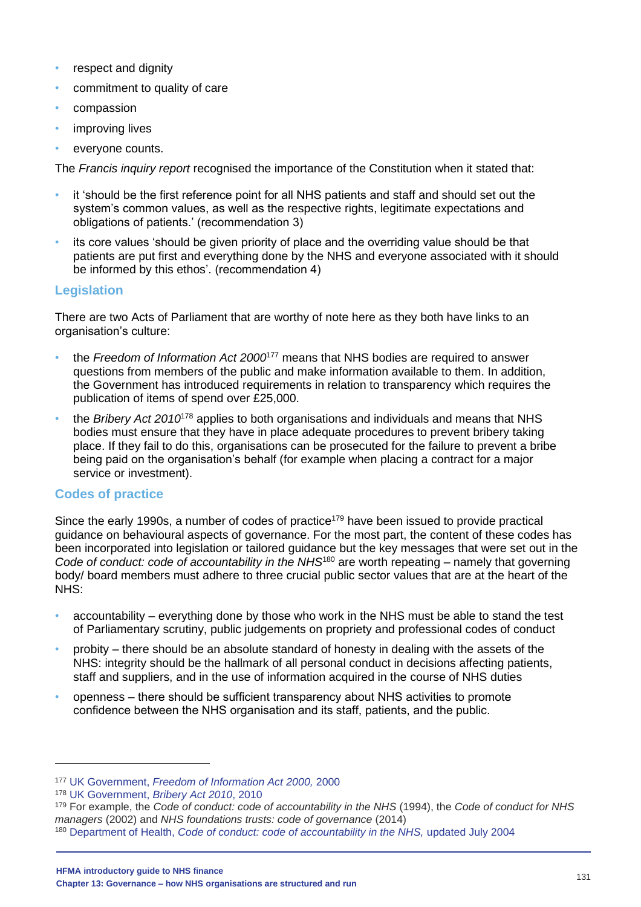- respect and dignity
- commitment to quality of care
- compassion
- improving lives
- everyone counts.

The *Francis inquiry report* recognised the importance of the Constitution when it stated that:

- it 'should be the first reference point for all NHS patients and staff and should set out the system's common values, as well as the respective rights, legitimate expectations and obligations of patients.' (recommendation 3)
- its core values 'should be given priority of place and the overriding value should be that patients are put first and everything done by the NHS and everyone associated with it should be informed by this ethos'. (recommendation 4)

## Legislation

There are two Acts of Parliament that are worthy of note here as they both have links to an organisation's culture:

- the *Freedom of Information Act 2000*[177] means that NHS bodies are required to answer questions from members of the public and make information available to them. In addition, the Government has introduced requirements in relation to transparency which requires the publication of items of spend over £25,000.
- the *Bribery Act 2010*[178] applies to both organisations and individuals and means that NHS bodies must ensure that they have in place adequate procedures to prevent bribery taking place. If they fail to do this, organisations can be prosecuted for the failure to prevent a bribe being paid on the organisation's behalf (for example when placing a contract for a major service or investment).

## Codes of practice

Since the early 1990s, a number of codes of practice[179] have been issued to provide practical guidance on behavioural aspects of governance. For the most part, the content of these codes has been incorporated into legislation or tailored guidance but the key messages that were set out in the *Code of conduct: code of accountability in the NHS*[180] are worth repeating – namely that governing body/ board members must adhere to three crucial public sector values that are at the heart of the NHS:

- accountability – everything done by those who work in the NHS must be able to stand the test of Parliamentary scrutiny, public judgements on propriety and professional codes of conduct
- probity – there should be an absolute standard of honesty in dealing with the assets of the NHS: integrity should be the hallmark of all personal conduct in decisions affecting patients, staff and suppliers, and in the use of information acquired in the course of NHS duties
- openness – there should be sufficient transparency about NHS activities to promote confidence between the NHS organisation and its staff, patients, and the public.

---

[177] UK Government, *Freedom of Information Act 2000,* 2000

[178] UK Government, *Bribery Act 2010*, 2010

[179] For example, the *Code of conduct: code of accountability in the NHS* (1994), the *Code of conduct for NHS managers* (2002) and *NHS foundations trusts: code of governance* (2014)

[180] Department of Health, *Code of conduct: code of accountability in the NHS,* updated July 2004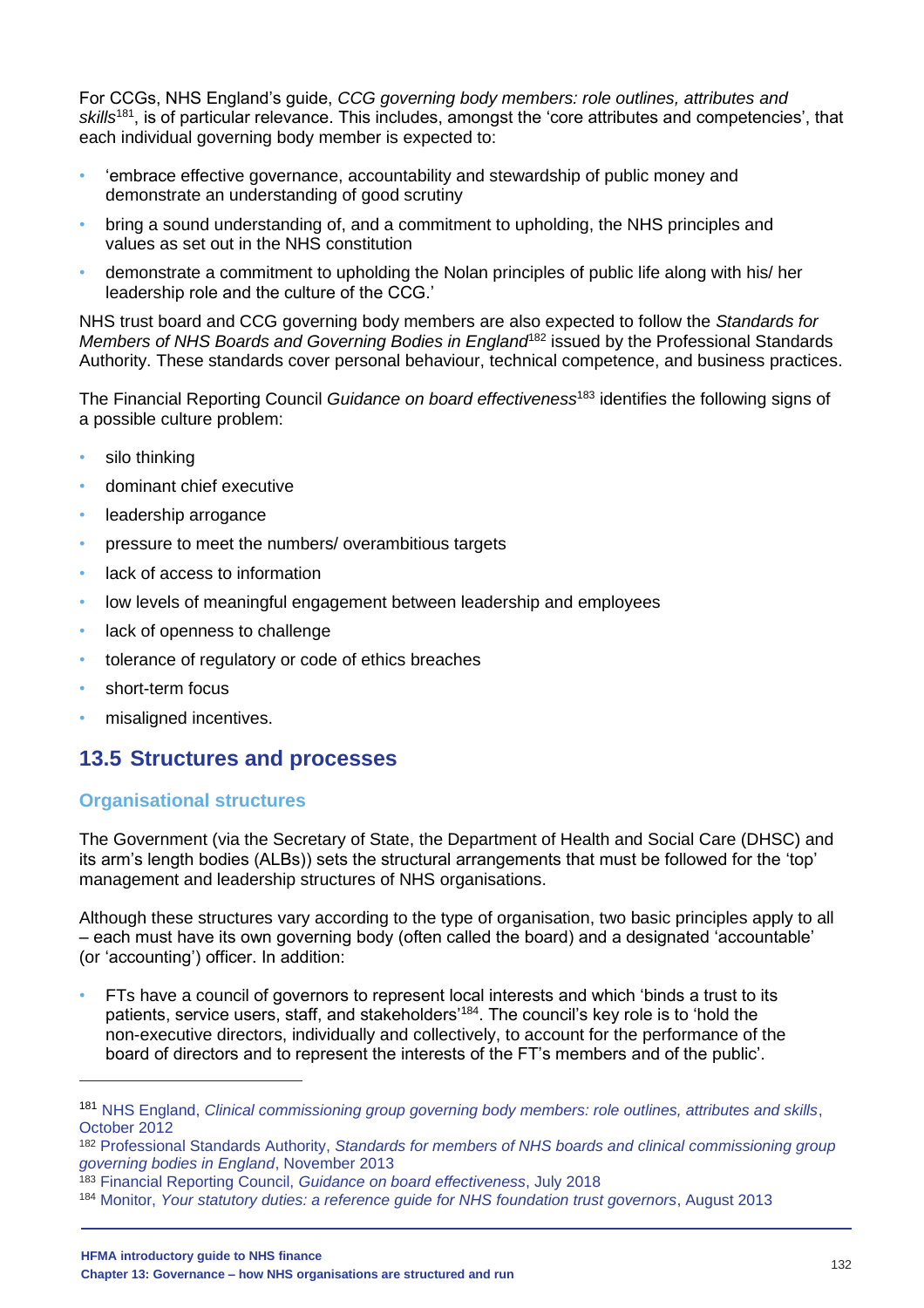For CCGs, NHS England's guide, *CCG governing body members: role outlines, attributes and skills*[181], is of particular relevance. This includes, amongst the 'core attributes and competencies', that each individual governing body member is expected to:

- 'embrace effective governance, accountability and stewardship of public money and demonstrate an understanding of good scrutiny
- bring a sound understanding of, and a commitment to upholding, the NHS principles and values as set out in the NHS constitution
- demonstrate a commitment to upholding the Nolan principles of public life along with his/ her leadership role and the culture of the CCG.'

NHS trust board and CCG governing body members are also expected to follow the *Standards for Members of NHS Boards and Governing Bodies in England*[182] issued by the Professional Standards Authority. These standards cover personal behaviour, technical competence, and business practices.

The Financial Reporting Council *Guidance on board effectiveness*[183] identifies the following signs of a possible culture problem:

- silo thinking
- dominant chief executive
- leadership arrogance
- pressure to meet the numbers/ overambitious targets
- lack of access to information
- low levels of meaningful engagement between leadership and employees
- lack of openness to challenge
- tolerance of regulatory or code of ethics breaches
- short-term focus
- misaligned incentives.

## 13.5 Structures and processes

### Organisational structures

The Government (via the Secretary of State, the Department of Health and Social Care (DHSC) and its arm's length bodies (ALBs)) sets the structural arrangements that must be followed for the 'top' management and leadership structures of NHS organisations.

Although these structures vary according to the type of organisation, two basic principles apply to all – each must have its own governing body (often called the board) and a designated 'accountable' (or 'accounting') officer. In addition:

- FTs have a council of governors to represent local interests and which 'binds a trust to its patients, service users, staff, and stakeholders'[184]. The council's key role is to 'hold the non-executive directors, individually and collectively, to account for the performance of the board of directors and to represent the interests of the FT's members and of the public'.

---

[181] NHS England, *Clinical commissioning group governing body members: role outlines, attributes and skills*, October 2012

[182] Professional Standards Authority, *Standards for members of NHS boards and clinical commissioning group governing bodies in England*, November 2013

[183] Financial Reporting Council, *Guidance on board effectiveness*, July 2018

[184] Monitor, *Your statutory duties: a reference guide for NHS foundation trust governors*, August 2013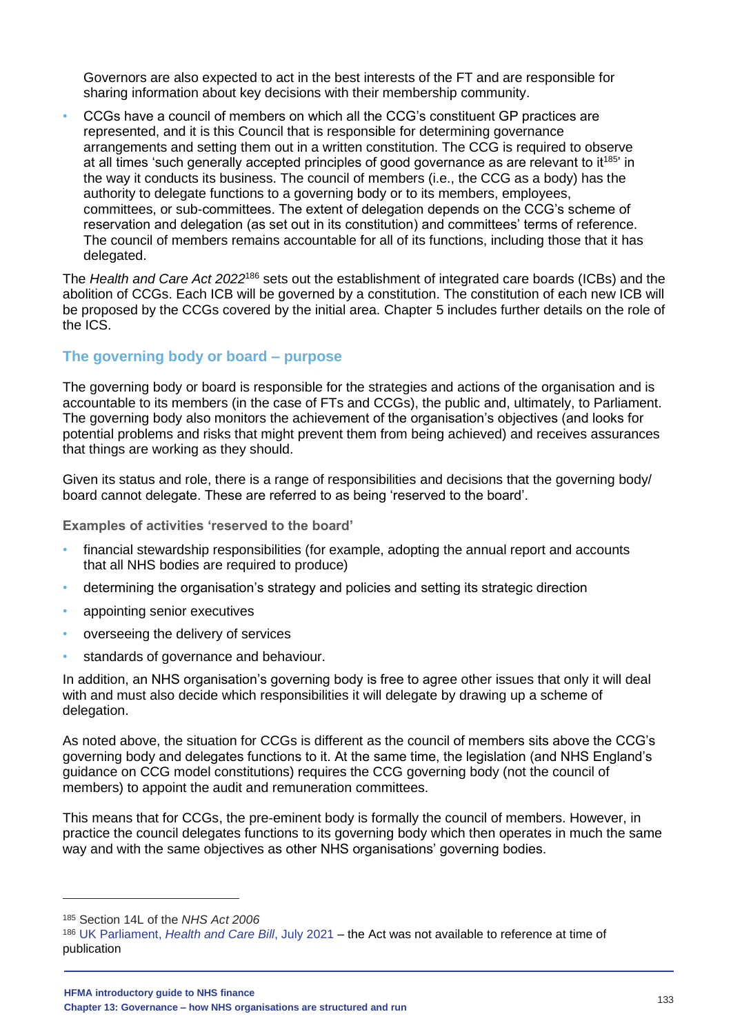Governors are also expected to act in the best interests of the FT and are responsible for sharing information about key decisions with their membership community.

- CCGs have a council of members on which all the CCG's constituent GP practices are represented, and it is this Council that is responsible for determining governance arrangements and setting them out in a written constitution. The CCG is required to observe at all times 'such generally accepted principles of good governance as are relevant to it[185]' in the way it conducts its business. The council of members (i.e., the CCG as a body) has the authority to delegate functions to a governing body or to its members, employees, committees, or sub-committees. The extent of delegation depends on the CCG's scheme of reservation and delegation (as set out in its constitution) and committees' terms of reference. The council of members remains accountable for all of its functions, including those that it has delegated.

The *Health and Care Act 2022*[186] sets out the establishment of integrated care boards (ICBs) and the abolition of CCGs. Each ICB will be governed by a constitution. The constitution of each new ICB will be proposed by the CCGs covered by the initial area. Chapter 5 includes further details on the role of the ICS.

## The governing body or board – purpose

The governing body or board is responsible for the strategies and actions of the organisation and is accountable to its members (in the case of FTs and CCGs), the public and, ultimately, to Parliament. The governing body also monitors the achievement of the organisation's objectives (and looks for potential problems and risks that might prevent them from being achieved) and receives assurances that things are working as they should.

Given its status and role, there is a range of responsibilities and decisions that the governing body/ board cannot delegate. These are referred to as being 'reserved to the board'.

**Examples of activities 'reserved to the board'**

- financial stewardship responsibilities (for example, adopting the annual report and accounts that all NHS bodies are required to produce)
- determining the organisation's strategy and policies and setting its strategic direction
- appointing senior executives
- overseeing the delivery of services
- standards of governance and behaviour.

In addition, an NHS organisation's governing body is free to agree other issues that only it will deal with and must also decide which responsibilities it will delegate by drawing up a scheme of delegation.

As noted above, the situation for CCGs is different as the council of members sits above the CCG's governing body and delegates functions to it. At the same time, the legislation (and NHS England's guidance on CCG model constitutions) requires the CCG governing body (not the council of members) to appoint the audit and remuneration committees.

This means that for CCGs, the pre-eminent body is formally the council of members. However, in practice the council delegates functions to its governing body which then operates in much the same way and with the same objectives as other NHS organisations' governing bodies.

---

[185] Section 14L of the *NHS Act 2006*

[186] UK Parliament, *Health and Care Bill*, July 2021 – the Act was not available to reference at time of publication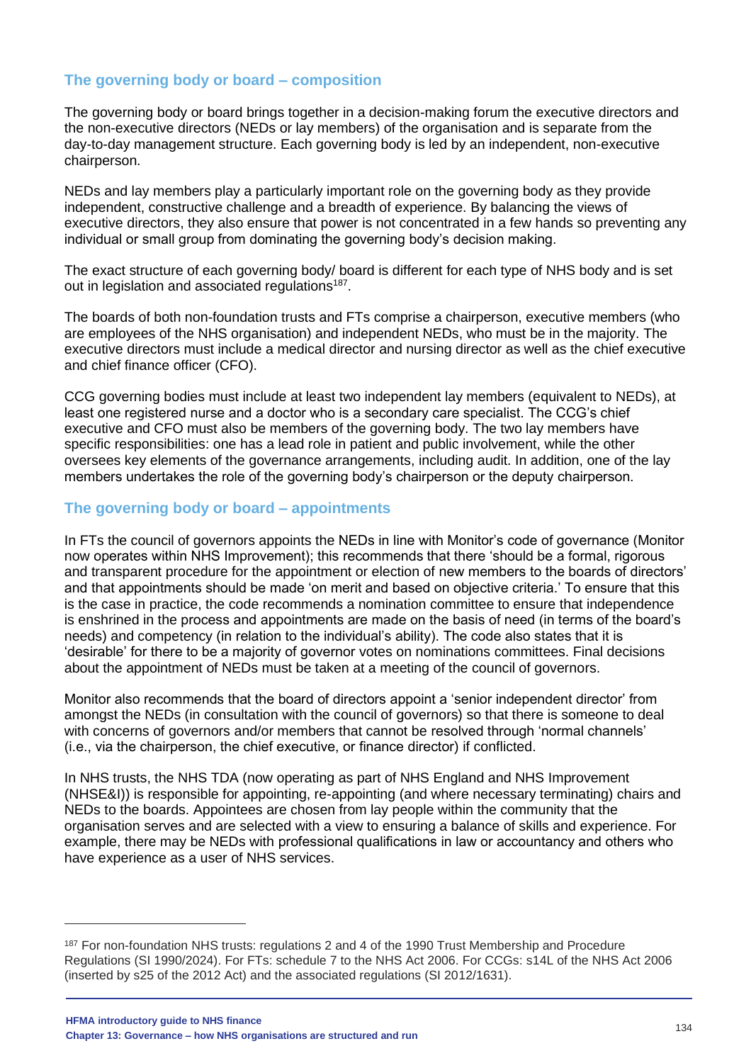## The governing body or board – composition

The governing body or board brings together in a decision-making forum the executive directors and the non-executive directors (NEDs or lay members) of the organisation and is separate from the day-to-day management structure. Each governing body is led by an independent, non-executive chairperson.

NEDs and lay members play a particularly important role on the governing body as they provide independent, constructive challenge and a breadth of experience. By balancing the views of executive directors, they also ensure that power is not concentrated in a few hands so preventing any individual or small group from dominating the governing body's decision making.

The exact structure of each governing body/ board is different for each type of NHS body and is set out in legislation and associated regulations[187].

The boards of both non-foundation trusts and FTs comprise a chairperson, executive members (who are employees of the NHS organisation) and independent NEDs, who must be in the majority. The executive directors must include a medical director and nursing director as well as the chief executive and chief finance officer (CFO).

CCG governing bodies must include at least two independent lay members (equivalent to NEDs), at least one registered nurse and a doctor who is a secondary care specialist. The CCG's chief executive and CFO must also be members of the governing body. The two lay members have specific responsibilities: one has a lead role in patient and public involvement, while the other oversees key elements of the governance arrangements, including audit. In addition, one of the lay members undertakes the role of the governing body's chairperson or the deputy chairperson.

## The governing body or board – appointments

In FTs the council of governors appoints the NEDs in line with Monitor's code of governance (Monitor now operates within NHS Improvement); this recommends that there 'should be a formal, rigorous and transparent procedure for the appointment or election of new members to the boards of directors' and that appointments should be made 'on merit and based on objective criteria.' To ensure that this is the case in practice, the code recommends a nomination committee to ensure that independence is enshrined in the process and appointments are made on the basis of need (in terms of the board's needs) and competency (in relation to the individual's ability). The code also states that it is 'desirable' for there to be a majority of governor votes on nominations committees. Final decisions about the appointment of NEDs must be taken at a meeting of the council of governors.

Monitor also recommends that the board of directors appoint a 'senior independent director' from amongst the NEDs (in consultation with the council of governors) so that there is someone to deal with concerns of governors and/or members that cannot be resolved through 'normal channels' (i.e., via the chairperson, the chief executive, or finance director) if conflicted.

In NHS trusts, the NHS TDA (now operating as part of NHS England and NHS Improvement (NHSE&I)) is responsible for appointing, re-appointing (and where necessary terminating) chairs and NEDs to the boards. Appointees are chosen from lay people within the community that the organisation serves and are selected with a view to ensuring a balance of skills and experience. For example, there may be NEDs with professional qualifications in law or accountancy and others who have experience as a user of NHS services.

---

[187] For non-foundation NHS trusts: regulations 2 and 4 of the 1990 Trust Membership and Procedure Regulations (SI 1990/2024). For FTs: schedule 7 to the NHS Act 2006. For CCGs: s14L of the NHS Act 2006 (inserted by s25 of the 2012 Act) and the associated regulations (SI 2012/1631).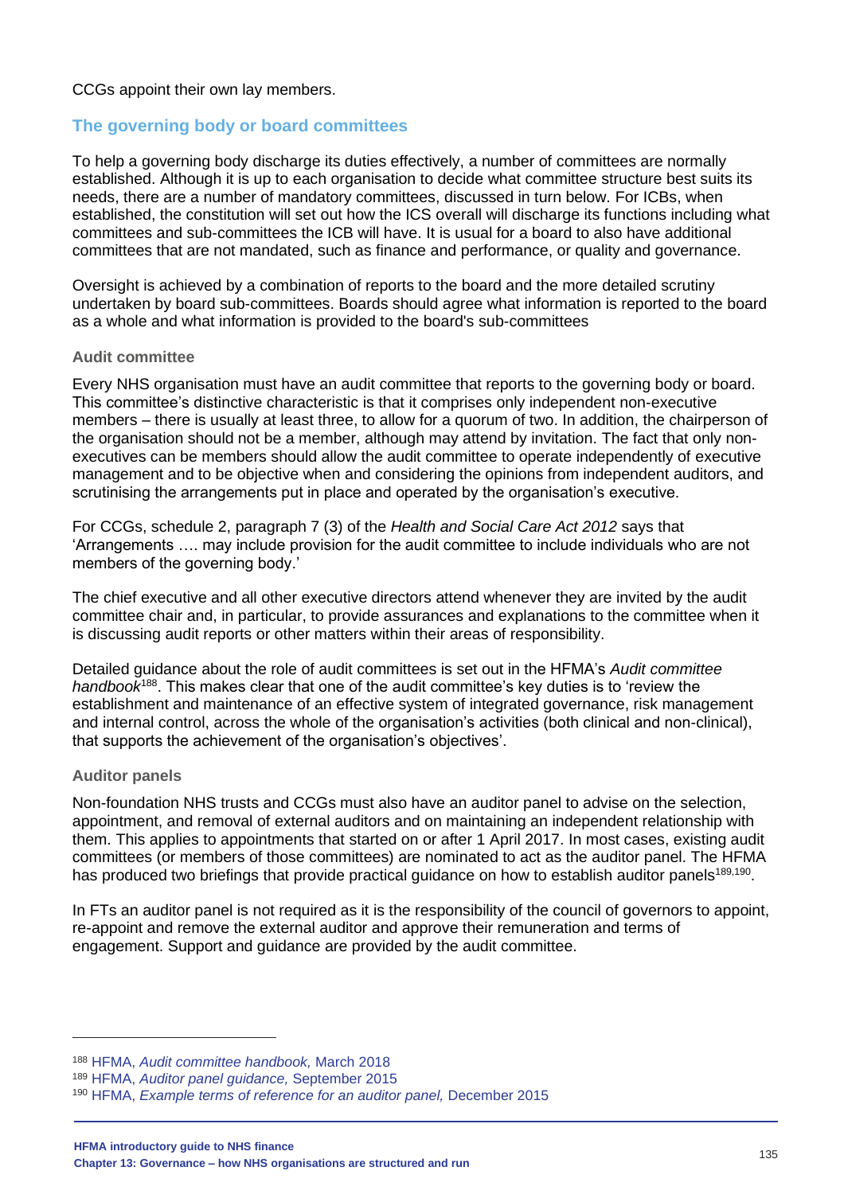CCGs appoint their own lay members.

## The governing body or board committees

To help a governing body discharge its duties effectively, a number of committees are normally established. Although it is up to each organisation to decide what committee structure best suits its needs, there are a number of mandatory committees, discussed in turn below. For ICBs, when established, the constitution will set out how the ICS overall will discharge its functions including what committees and sub-committees the ICB will have. It is usual for a board to also have additional committees that are not mandated, such as finance and performance, or quality and governance.

Oversight is achieved by a combination of reports to the board and the more detailed scrutiny undertaken by board sub-committees. Boards should agree what information is reported to the board as a whole and what information is provided to the board's sub-committees

### Audit committee

Every NHS organisation must have an audit committee that reports to the governing body or board. This committee's distinctive characteristic is that it comprises only independent non-executive members – there is usually at least three, to allow for a quorum of two. In addition, the chairperson of the organisation should not be a member, although may attend by invitation. The fact that only non-executives can be members should allow the audit committee to operate independently of executive management and to be objective when and considering the opinions from independent auditors, and scrutinising the arrangements put in place and operated by the organisation's executive.

For CCGs, schedule 2, paragraph 7 (3) of the *Health and Social Care Act 2012* says that 'Arrangements …. may include provision for the audit committee to include individuals who are not members of the governing body.'

The chief executive and all other executive directors attend whenever they are invited by the audit committee chair and, in particular, to provide assurances and explanations to the committee when it is discussing audit reports or other matters within their areas of responsibility.

Detailed guidance about the role of audit committees is set out in the HFMA's *Audit committee handbook*[188]. This makes clear that one of the audit committee's key duties is to 'review the establishment and maintenance of an effective system of integrated governance, risk management and internal control, across the whole of the organisation's activities (both clinical and non-clinical), that supports the achievement of the organisation's objectives'.

### Auditor panels

Non-foundation NHS trusts and CCGs must also have an auditor panel to advise on the selection, appointment, and removal of external auditors and on maintaining an independent relationship with them. This applies to appointments that started on or after 1 April 2017. In most cases, existing audit committees (or members of those committees) are nominated to act as the auditor panel. The HFMA has produced two briefings that provide practical guidance on how to establish auditor panels[189,190].

In FTs an auditor panel is not required as it is the responsibility of the council of governors to appoint, re-appoint and remove the external auditor and approve their remuneration and terms of engagement. Support and guidance are provided by the audit committee.

---

[188] HFMA, *Audit committee handbook,* March 2018

[189] HFMA, *Auditor panel guidance,* September 2015

[190] HFMA, *Example terms of reference for an auditor panel,* December 2015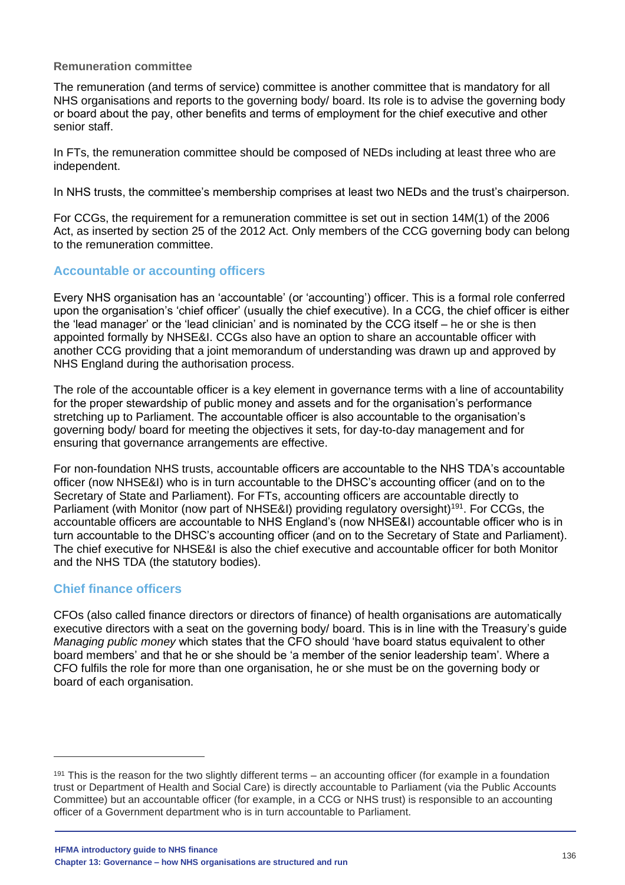**Remuneration committee**

The remuneration (and terms of service) committee is another committee that is mandatory for all NHS organisations and reports to the governing body/ board. Its role is to advise the governing body or board about the pay, other benefits and terms of employment for the chief executive and other senior staff.

In FTs, the remuneration committee should be composed of NEDs including at least three who are independent.

In NHS trusts, the committee's membership comprises at least two NEDs and the trust's chairperson.

For CCGs, the requirement for a remuneration committee is set out in section 14M(1) of the 2006 Act, as inserted by section 25 of the 2012 Act. Only members of the CCG governing body can belong to the remuneration committee.

## Accountable or accounting officers

Every NHS organisation has an 'accountable' (or 'accounting') officer. This is a formal role conferred upon the organisation's 'chief officer' (usually the chief executive). In a CCG, the chief officer is either the 'lead manager' or the 'lead clinician' and is nominated by the CCG itself – he or she is then appointed formally by NHSE&I. CCGs also have an option to share an accountable officer with another CCG providing that a joint memorandum of understanding was drawn up and approved by NHS England during the authorisation process.

The role of the accountable officer is a key element in governance terms with a line of accountability for the proper stewardship of public money and assets and for the organisation's performance stretching up to Parliament. The accountable officer is also accountable to the organisation's governing body/ board for meeting the objectives it sets, for day-to-day management and for ensuring that governance arrangements are effective.

For non-foundation NHS trusts, accountable officers are accountable to the NHS TDA's accountable officer (now NHSE&I) who is in turn accountable to the DHSC's accounting officer (and on to the Secretary of State and Parliament). For FTs, accounting officers are accountable directly to Parliament (with Monitor (now part of NHSE&I) providing regulatory oversight)[191]. For CCGs, the accountable officers are accountable to NHS England's (now NHSE&I) accountable officer who is in turn accountable to the DHSC's accounting officer (and on to the Secretary of State and Parliament). The chief executive for NHSE&I is also the chief executive and accountable officer for both Monitor and the NHS TDA (the statutory bodies).

## Chief finance officers

CFOs (also called finance directors or directors of finance) of health organisations are automatically executive directors with a seat on the governing body/ board. This is in line with the Treasury's guide *Managing public money* which states that the CFO should 'have board status equivalent to other board members' and that he or she should be 'a member of the senior leadership team'. Where a CFO fulfils the role for more than one organisation, he or she must be on the governing body or board of each organisation.

---

[191] This is the reason for the two slightly different terms – an accounting officer (for example in a foundation trust or Department of Health and Social Care) is directly accountable to Parliament (via the Public Accounts Committee) but an accountable officer (for example, in a CCG or NHS trust) is responsible to an accounting officer of a Government department who is in turn accountable to Parliament.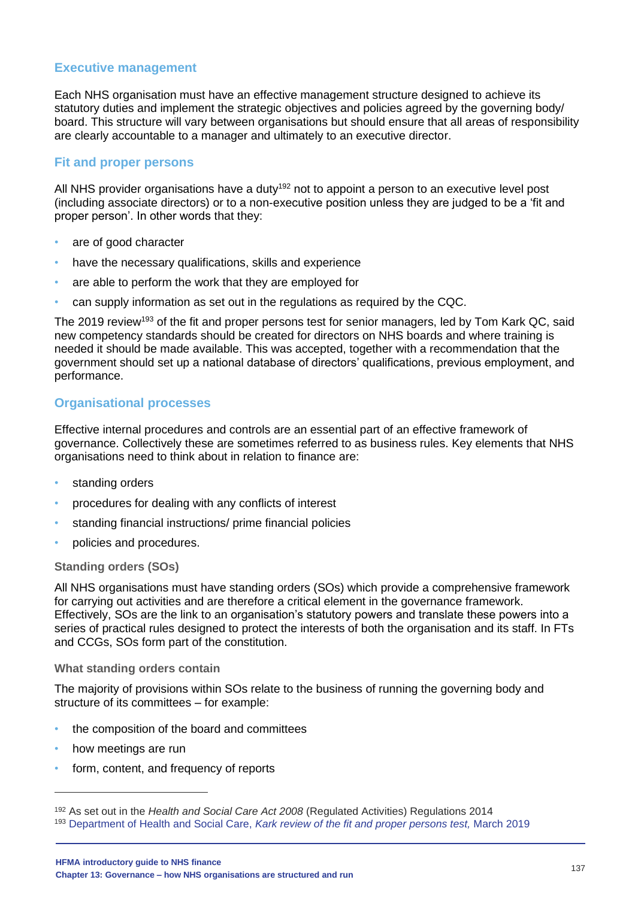## Executive management

Each NHS organisation must have an effective management structure designed to achieve its statutory duties and implement the strategic objectives and policies agreed by the governing body/ board. This structure will vary between organisations but should ensure that all areas of responsibility are clearly accountable to a manager and ultimately to an executive director.

## Fit and proper persons

All NHS provider organisations have a duty[192] not to appoint a person to an executive level post (including associate directors) or to a non-executive position unless they are judged to be a 'fit and proper person'. In other words that they:

- are of good character
- have the necessary qualifications, skills and experience
- are able to perform the work that they are employed for
- can supply information as set out in the regulations as required by the CQC.

The 2019 review[193] of the fit and proper persons test for senior managers, led by Tom Kark QC, said new competency standards should be created for directors on NHS boards and where training is needed it should be made available. This was accepted, together with a recommendation that the government should set up a national database of directors' qualifications, previous employment, and performance.

## Organisational processes

Effective internal procedures and controls are an essential part of an effective framework of governance. Collectively these are sometimes referred to as business rules. Key elements that NHS organisations need to think about in relation to finance are:

- standing orders
- procedures for dealing with any conflicts of interest
- standing financial instructions/ prime financial policies
- policies and procedures.

### Standing orders (SOs)

All NHS organisations must have standing orders (SOs) which provide a comprehensive framework for carrying out activities and are therefore a critical element in the governance framework. Effectively, SOs are the link to an organisation's statutory powers and translate these powers into a series of practical rules designed to protect the interests of both the organisation and its staff. In FTs and CCGs, SOs form part of the constitution.

#### What standing orders contain

The majority of provisions within SOs relate to the business of running the governing body and structure of its committees – for example:

- the composition of the board and committees
- how meetings are run
- form, content, and frequency of reports

---

[192] As set out in the *Health and Social Care Act 2008* (Regulated Activities) Regulations 2014

[193] Department of Health and Social Care, *Kark review of the fit and proper persons test,* March 2019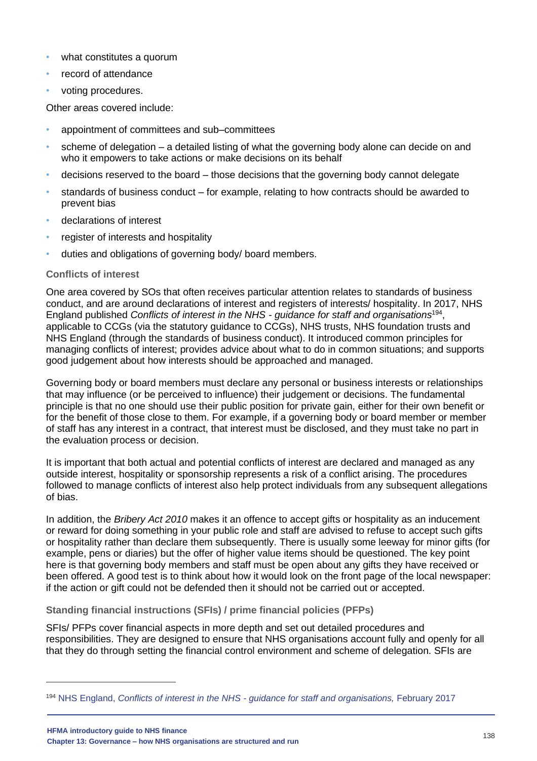- what constitutes a quorum
- record of attendance
- voting procedures.

Other areas covered include:

- appointment of committees and sub–committees
- scheme of delegation – a detailed listing of what the governing body alone can decide on and who it empowers to take actions or make decisions on its behalf
- decisions reserved to the board – those decisions that the governing body cannot delegate
- standards of business conduct – for example, relating to how contracts should be awarded to prevent bias
- declarations of interest
- register of interests and hospitality
- duties and obligations of governing body/ board members.

### Conflicts of interest

One area covered by SOs that often receives particular attention relates to standards of business conduct, and are around declarations of interest and registers of interests/ hospitality. In 2017, NHS England published *Conflicts of interest in the NHS - guidance for staff and organisations*[194], applicable to CCGs (via the statutory guidance to CCGs), NHS trusts, NHS foundation trusts and NHS England (through the standards of business conduct). It introduced common principles for managing conflicts of interest; provides advice about what to do in common situations; and supports good judgement about how interests should be approached and managed.

Governing body or board members must declare any personal or business interests or relationships that may influence (or be perceived to influence) their judgement or decisions. The fundamental principle is that no one should use their public position for private gain, either for their own benefit or for the benefit of those close to them. For example, if a governing body or board member or member of staff has any interest in a contract, that interest must be disclosed, and they must take no part in the evaluation process or decision.

It is important that both actual and potential conflicts of interest are declared and managed as any outside interest, hospitality or sponsorship represents a risk of a conflict arising. The procedures followed to manage conflicts of interest also help protect individuals from any subsequent allegations of bias.

In addition, the *Bribery Act 2010* makes it an offence to accept gifts or hospitality as an inducement or reward for doing something in your public role and staff are advised to refuse to accept such gifts or hospitality rather than declare them subsequently. There is usually some leeway for minor gifts (for example, pens or diaries) but the offer of higher value items should be questioned. The key point here is that governing body members and staff must be open about any gifts they have received or been offered. A good test is to think about how it would look on the front page of the local newspaper: if the action or gift could not be defended then it should not be carried out or accepted.

### Standing financial instructions (SFIs) / prime financial policies (PFPs)

SFIs/ PFPs cover financial aspects in more depth and set out detailed procedures and responsibilities. They are designed to ensure that NHS organisations account fully and openly for all that they do through setting the financial control environment and scheme of delegation. SFIs are

---

[194] NHS England, *Conflicts of interest in the NHS - guidance for staff and organisations,* February 2017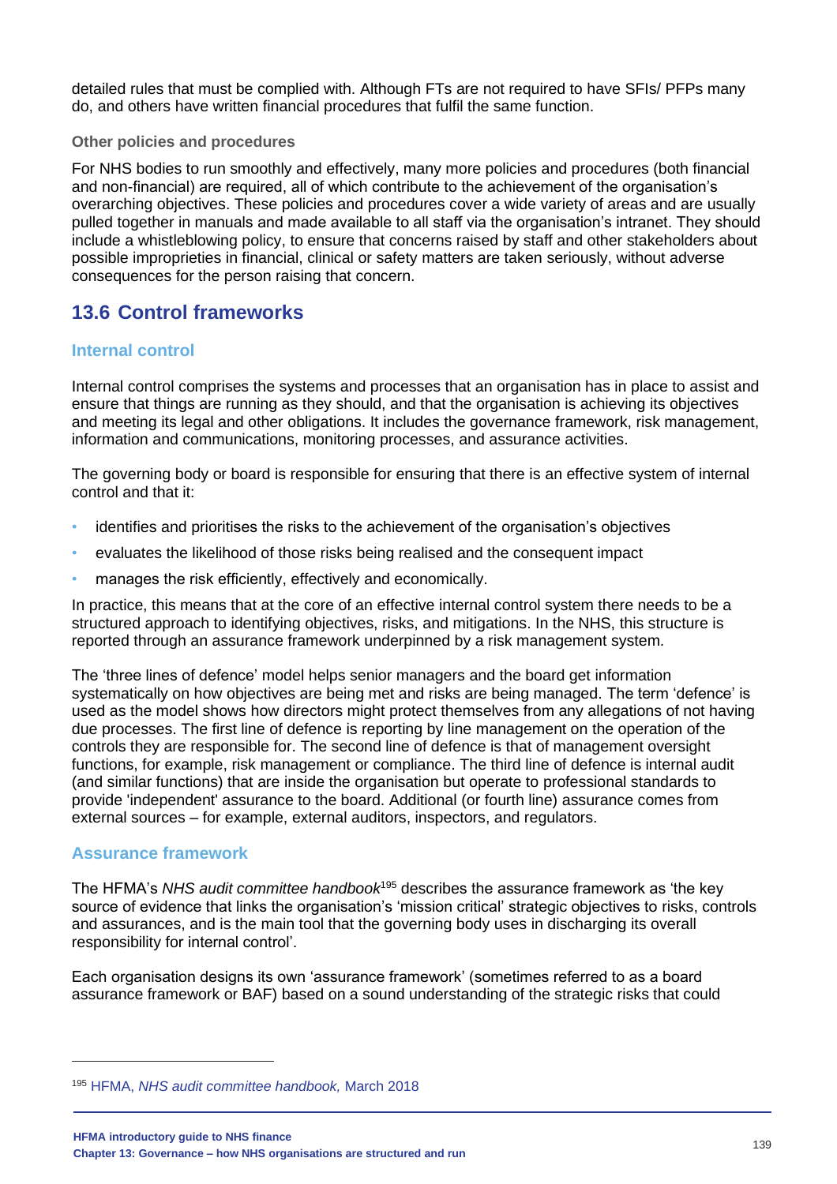detailed rules that must be complied with. Although FTs are not required to have SFIs/ PFPs many do, and others have written financial procedures that fulfil the same function.

#### Other policies and procedures

For NHS bodies to run smoothly and effectively, many more policies and procedures (both financial and non-financial) are required, all of which contribute to the achievement of the organisation's overarching objectives. These policies and procedures cover a wide variety of areas and are usually pulled together in manuals and made available to all staff via the organisation's intranet. They should include a whistleblowing policy, to ensure that concerns raised by staff and other stakeholders about possible improprieties in financial, clinical or safety matters are taken seriously, without adverse consequences for the person raising that concern.

## 13.6 Control frameworks

### Internal control

Internal control comprises the systems and processes that an organisation has in place to assist and ensure that things are running as they should, and that the organisation is achieving its objectives and meeting its legal and other obligations. It includes the governance framework, risk management, information and communications, monitoring processes, and assurance activities.

The governing body or board is responsible for ensuring that there is an effective system of internal control and that it:

- identifies and prioritises the risks to the achievement of the organisation's objectives
- evaluates the likelihood of those risks being realised and the consequent impact
- manages the risk efficiently, effectively and economically.

In practice, this means that at the core of an effective internal control system there needs to be a structured approach to identifying objectives, risks, and mitigations. In the NHS, this structure is reported through an assurance framework underpinned by a risk management system.

The 'three lines of defence' model helps senior managers and the board get information systematically on how objectives are being met and risks are being managed. The term 'defence' is used as the model shows how directors might protect themselves from any allegations of not having due processes. The first line of defence is reporting by line management on the operation of the controls they are responsible for. The second line of defence is that of management oversight functions, for example, risk management or compliance. The third line of defence is internal audit (and similar functions) that are inside the organisation but operate to professional standards to provide 'independent' assurance to the board. Additional (or fourth line) assurance comes from external sources – for example, external auditors, inspectors, and regulators.

### Assurance framework

The HFMA's *NHS audit committee handbook*[195] describes the assurance framework as 'the key source of evidence that links the organisation's 'mission critical' strategic objectives to risks, controls and assurances, and is the main tool that the governing body uses in discharging its overall responsibility for internal control'.

Each organisation designs its own 'assurance framework' (sometimes referred to as a board assurance framework or BAF) based on a sound understanding of the strategic risks that could

---

[195] HFMA, *NHS audit committee handbook,* March 2018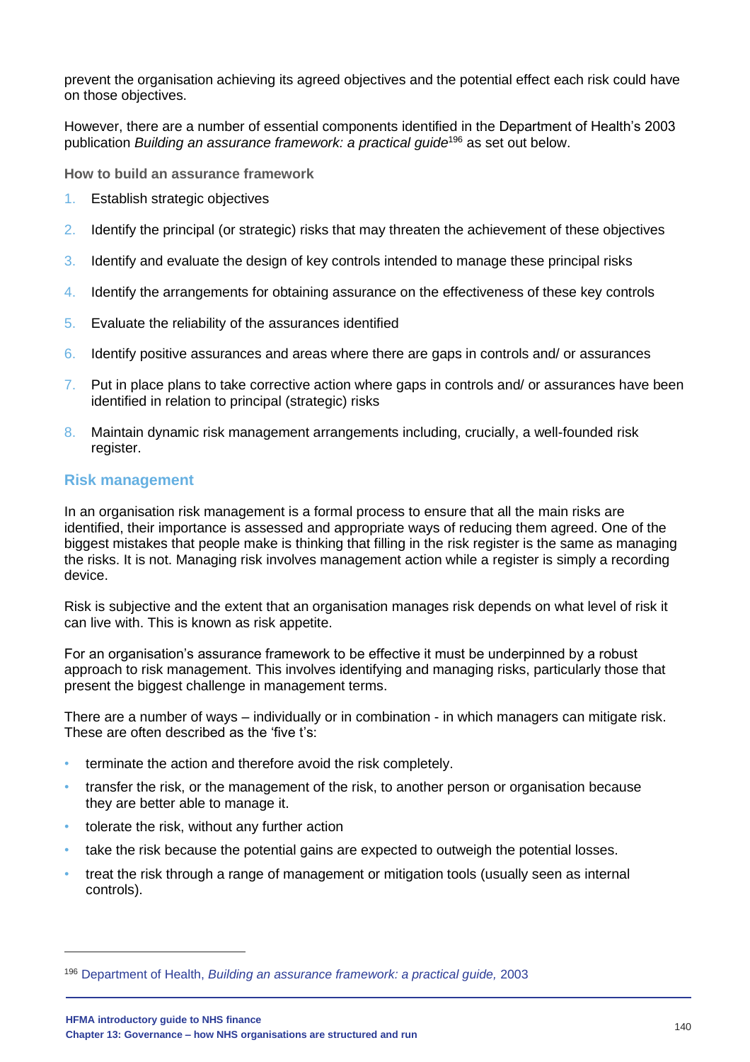prevent the organisation achieving its agreed objectives and the potential effect each risk could have on those objectives.

However, there are a number of essential components identified in the Department of Health's 2003 publication *Building an assurance framework: a practical guide*[196] as set out below.

**How to build an assurance framework**

1. Establish strategic objectives
2. Identify the principal (or strategic) risks that may threaten the achievement of these objectives
3. Identify and evaluate the design of key controls intended to manage these principal risks
4. Identify the arrangements for obtaining assurance on the effectiveness of these key controls
5. Evaluate the reliability of the assurances identified
6. Identify positive assurances and areas where there are gaps in controls and/ or assurances
7. Put in place plans to take corrective action where gaps in controls and/ or assurances have been identified in relation to principal (strategic) risks
8. Maintain dynamic risk management arrangements including, crucially, a well-founded risk register.

## Risk management

In an organisation risk management is a formal process to ensure that all the main risks are identified, their importance is assessed and appropriate ways of reducing them agreed. One of the biggest mistakes that people make is thinking that filling in the risk register is the same as managing the risks. It is not. Managing risk involves management action while a register is simply a recording device.

Risk is subjective and the extent that an organisation manages risk depends on what level of risk it can live with. This is known as risk appetite.

For an organisation's assurance framework to be effective it must be underpinned by a robust approach to risk management. This involves identifying and managing risks, particularly those that present the biggest challenge in management terms.

There are a number of ways – individually or in combination - in which managers can mitigate risk. These are often described as the 'five t's:

- terminate the action and therefore avoid the risk completely.
- transfer the risk, or the management of the risk, to another person or organisation because they are better able to manage it.
- tolerate the risk, without any further action
- take the risk because the potential gains are expected to outweigh the potential losses.
- treat the risk through a range of management or mitigation tools (usually seen as internal controls).

---

[196] Department of Health, *Building an assurance framework: a practical guide,* 2003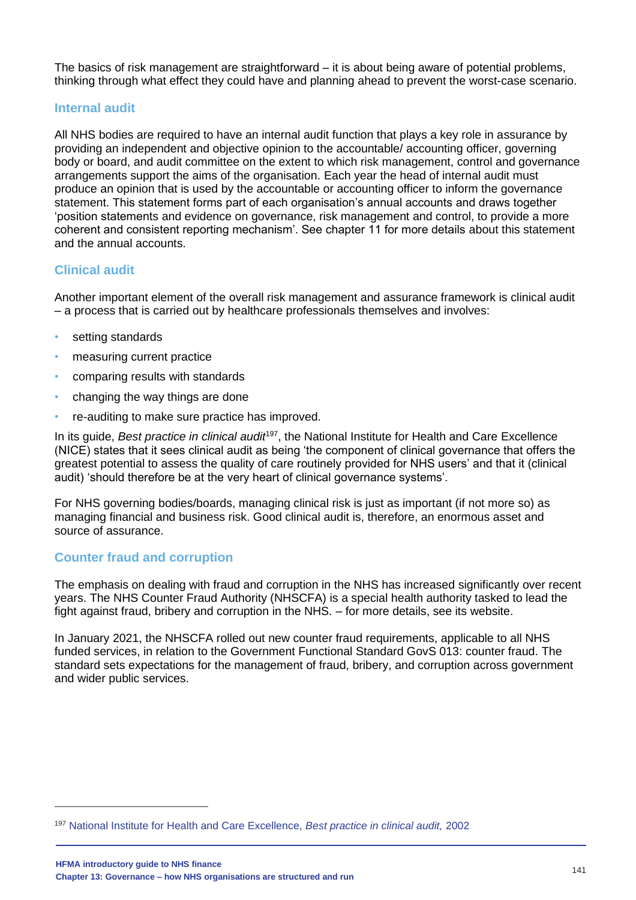The basics of risk management are straightforward – it is about being aware of potential problems, thinking through what effect they could have and planning ahead to prevent the worst-case scenario.

### Internal audit

All NHS bodies are required to have an internal audit function that plays a key role in assurance by providing an independent and objective opinion to the accountable/ accounting officer, governing body or board, and audit committee on the extent to which risk management, control and governance arrangements support the aims of the organisation. Each year the head of internal audit must produce an opinion that is used by the accountable or accounting officer to inform the governance statement. This statement forms part of each organisation's annual accounts and draws together 'position statements and evidence on governance, risk management and control, to provide a more coherent and consistent reporting mechanism'. See chapter 11 for more details about this statement and the annual accounts.

### Clinical audit

Another important element of the overall risk management and assurance framework is clinical audit – a process that is carried out by healthcare professionals themselves and involves:

- setting standards
- measuring current practice
- comparing results with standards
- changing the way things are done
- re-auditing to make sure practice has improved.

In its guide, *Best practice in clinical audit*[197], the National Institute for Health and Care Excellence (NICE) states that it sees clinical audit as being 'the component of clinical governance that offers the greatest potential to assess the quality of care routinely provided for NHS users' and that it (clinical audit) 'should therefore be at the very heart of clinical governance systems'.

For NHS governing bodies/boards, managing clinical risk is just as important (if not more so) as managing financial and business risk. Good clinical audit is, therefore, an enormous asset and source of assurance.

### Counter fraud and corruption

The emphasis on dealing with fraud and corruption in the NHS has increased significantly over recent years. The NHS Counter Fraud Authority (NHSCFA) is a special health authority tasked to lead the fight against fraud, bribery and corruption in the NHS. – for more details, see its website.

In January 2021, the NHSCFA rolled out new counter fraud requirements, applicable to all NHS funded services, in relation to the Government Functional Standard GovS 013: counter fraud. The standard sets expectations for the management of fraud, bribery, and corruption across government and wider public services.

---

[197] National Institute for Health and Care Excellence, *Best practice in clinical audit,* 2002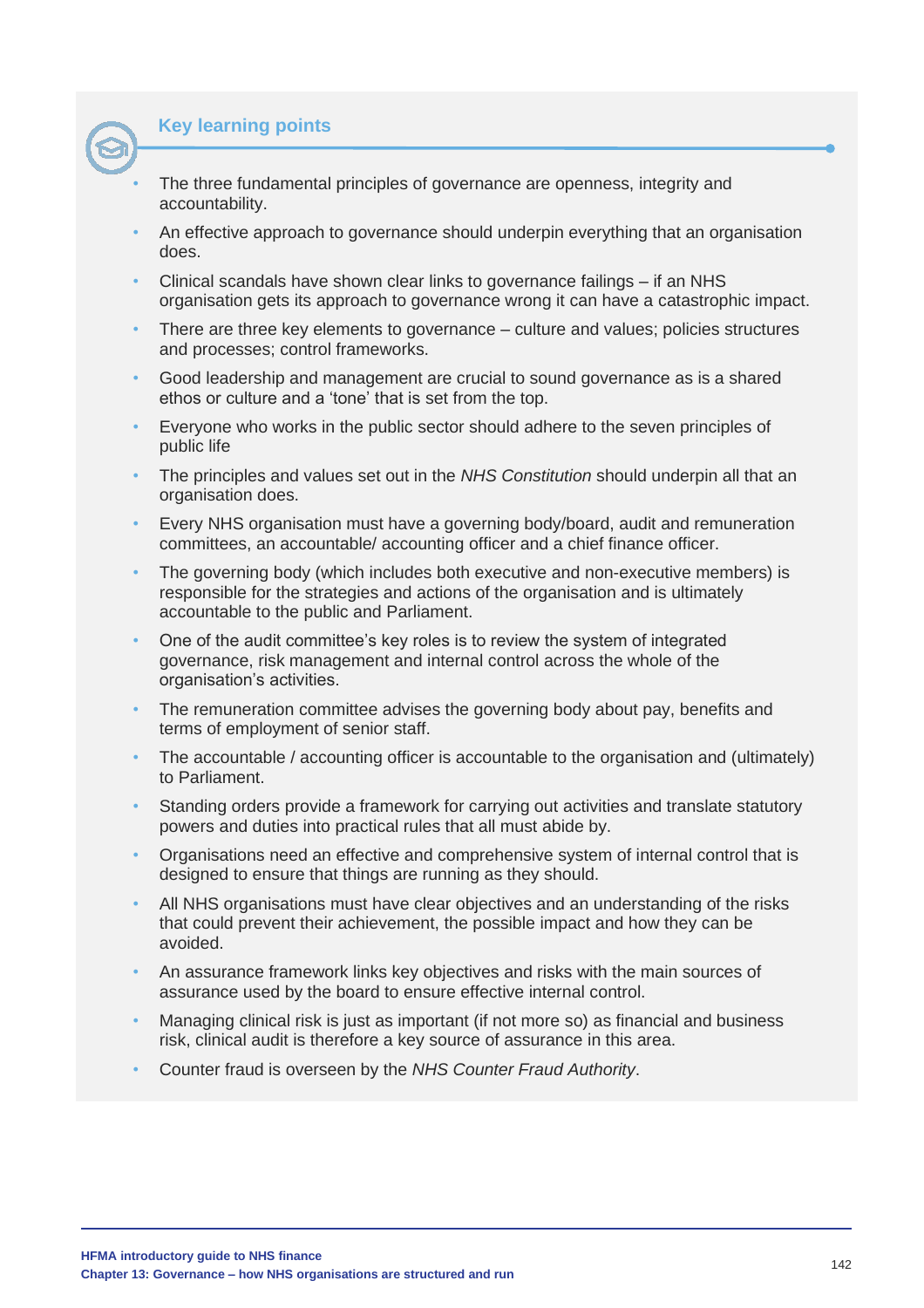## Key learning points

- The three fundamental principles of governance are openness, integrity and accountability.
- An effective approach to governance should underpin everything that an organisation does.
- Clinical scandals have shown clear links to governance failings – if an NHS organisation gets its approach to governance wrong it can have a catastrophic impact.
- There are three key elements to governance – culture and values; policies structures and processes; control frameworks.
- Good leadership and management are crucial to sound governance as is a shared ethos or culture and a 'tone' that is set from the top.
- Everyone who works in the public sector should adhere to the seven principles of public life
- The principles and values set out in the *NHS Constitution* should underpin all that an organisation does.
- Every NHS organisation must have a governing body/board, audit and remuneration committees, an accountable/ accounting officer and a chief finance officer.
- The governing body (which includes both executive and non-executive members) is responsible for the strategies and actions of the organisation and is ultimately accountable to the public and Parliament.
- One of the audit committee's key roles is to review the system of integrated governance, risk management and internal control across the whole of the organisation's activities.
- The remuneration committee advises the governing body about pay, benefits and terms of employment of senior staff.
- The accountable / accounting officer is accountable to the organisation and (ultimately) to Parliament.
- Standing orders provide a framework for carrying out activities and translate statutory powers and duties into practical rules that all must abide by.
- Organisations need an effective and comprehensive system of internal control that is designed to ensure that things are running as they should.
- All NHS organisations must have clear objectives and an understanding of the risks that could prevent their achievement, the possible impact and how they can be avoided.
- An assurance framework links key objectives and risks with the main sources of assurance used by the board to ensure effective internal control.
- Managing clinical risk is just as important (if not more so) as financial and business risk, clinical audit is therefore a key source of assurance in this area.
- Counter fraud is overseen by the *NHS Counter Fraud Authority*.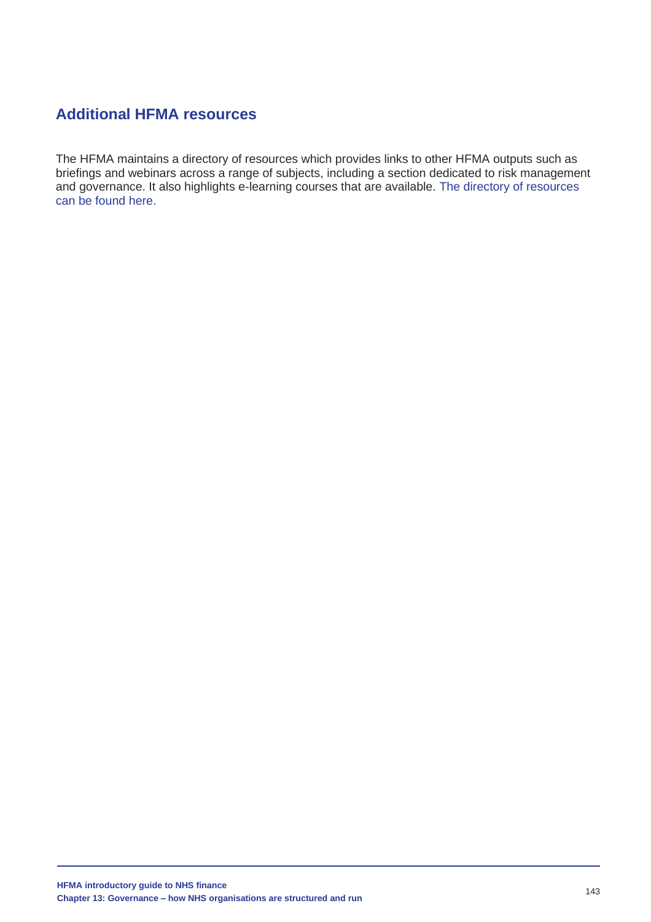## Additional HFMA resources

The HFMA maintains a directory of resources which provides links to other HFMA outputs such as briefings and webinars across a range of subjects, including a section dedicated to risk management and governance. It also highlights e-learning courses that are available. The directory of resources can be found here.